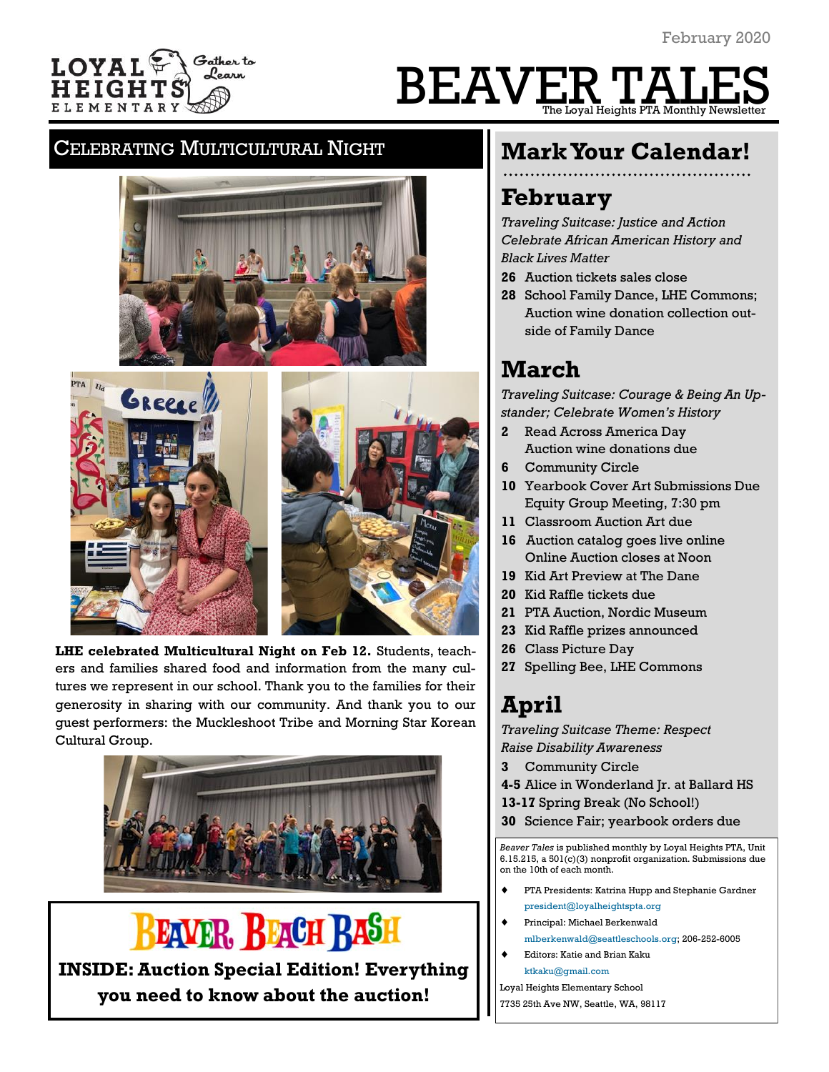February 2020

LOYAL HEIGHTS ELEMENTARY — Gather to Learn

# BEAVER TALES

The Loyal Heights PTA Monthly Newsletter

## Celebrating Multicultural Night

**LHE celebrated Multicultural Night on Feb 12.** Students, teachers and families shared food and information from the many cultures we represent in our school. Thank you to the families for their generosity in sharing with our community. And thank you to our guest performers: the Muckleshoot Tribe and Morning Star Korean Cultural Group.

**BEAVER BEACH BASH**

**INSIDE: Auction Special Edition! Everything you need to know about the auction!**

## Mark Your Calendar!

### February

*Traveling Suitcase: Justice and Action*
*Celebrate African American History and Black Lives Matter*

- **26** Auction tickets sales close
- **28** School Family Dance, LHE Commons; Auction wine donation collection outside of Family Dance

### March

*Traveling Suitcase: Courage & Being An Upstander; Celebrate Women's History*

- **2** Read Across America Day
  Auction wine donations due
- **6** Community Circle
- **10** Yearbook Cover Art Submissions Due
  Equity Group Meeting, 7:30 pm
- **11** Classroom Auction Art due
- **16** Auction catalog goes live online
  Online Auction closes at Noon
- **19** Kid Art Preview at The Dane
- **20** Kid Raffle tickets due
- **21** PTA Auction, Nordic Museum
- **23** Kid Raffle prizes announced
- **26** Class Picture Day
- **27** Spelling Bee, LHE Commons

### April

*Traveling Suitcase Theme: Respect*
*Raise Disability Awareness*

- **3** Community Circle
- **4-5** Alice in Wonderland Jr. at Ballard HS
- **13-17** Spring Break (No School!)
- **30** Science Fair; yearbook orders due

*Beaver Tales* is published monthly by Loyal Heights PTA, Unit 6.15.215, a 501(c)(3) nonprofit organization. Submissions due on the 10th of each month.

- PTA Presidents: Katrina Hupp and Stephanie Gardner
  president@loyalheightspta.org
- Principal: Michael Berkenwald
  mlberkenwald@seattleschools.org; 206-252-6005
- Editors: Katie and Brian Kaku
  ktkaku@gmail.com

Loyal Heights Elementary School
7735 25th Ave NW, Seattle, WA, 98117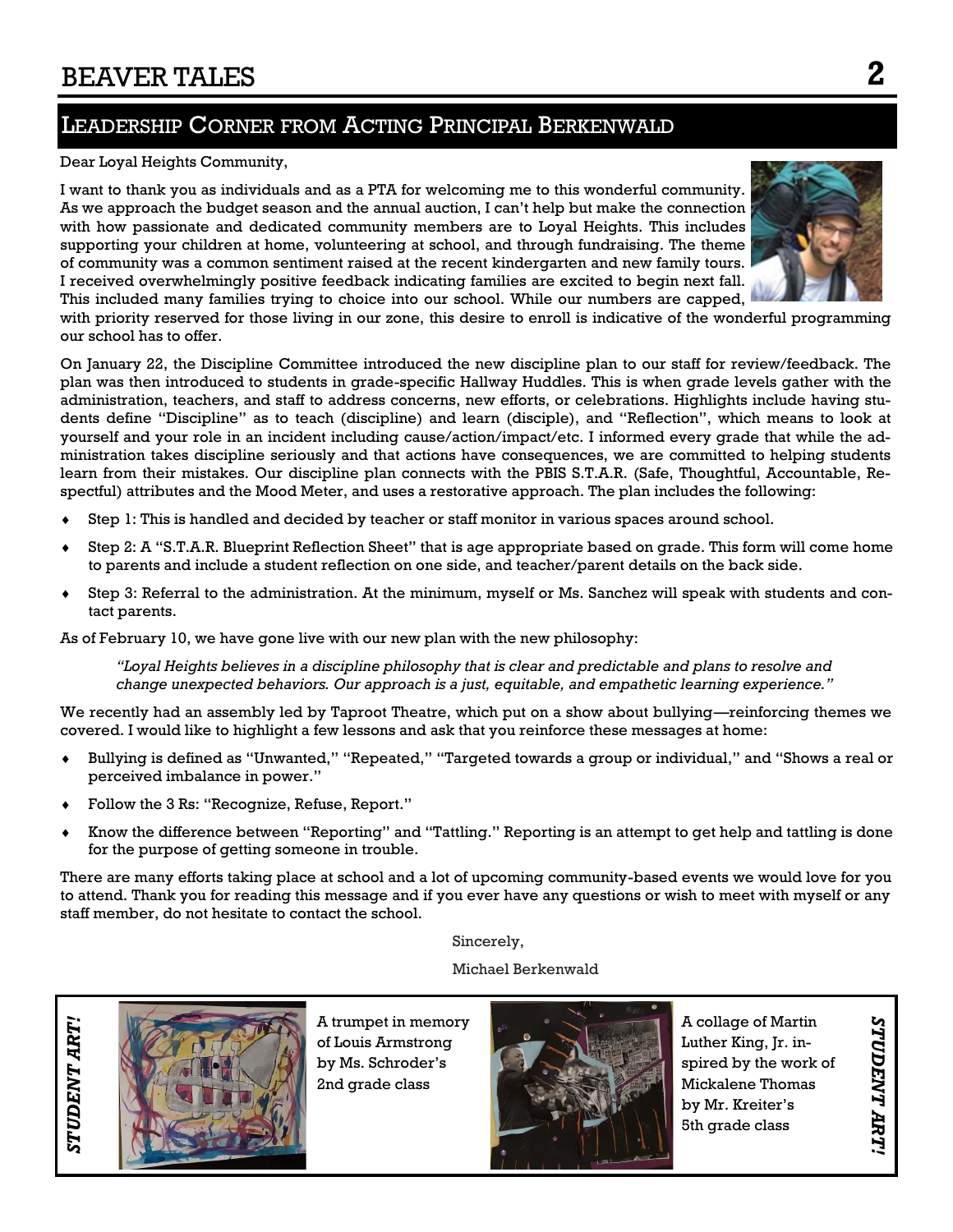## Leadership Corner from Acting Principal Berkenwald

Dear Loyal Heights Community,

I want to thank you as individuals and as a PTA for welcoming me to this wonderful community. As we approach the budget season and the annual auction, I can't help but make the connection with how passionate and dedicated community members are to Loyal Heights. This includes supporting your children at home, volunteering at school, and through fundraising. The theme of community was a common sentiment raised at the recent kindergarten and new family tours. I received overwhelmingly positive feedback indicating families are excited to begin next fall. This included many families trying to choice into our school. While our numbers are capped, with priority reserved for those living in our zone, this desire to enroll is indicative of the wonderful programming our school has to offer.

On January 22, the Discipline Committee introduced the new discipline plan to our staff for review/feedback. The plan was then introduced to students in grade-specific Hallway Huddles. This is when grade levels gather with the administration, teachers, and staff to address concerns, new efforts, or celebrations. Highlights include having students define "Discipline" as to teach (discipline) and learn (disciple), and "Reflection", which means to look at yourself and your role in an incident including cause/action/impact/etc. I informed every grade that while the administration takes discipline seriously and that actions have consequences, we are committed to helping students learn from their mistakes. Our discipline plan connects with the PBIS S.T.A.R. (Safe, Thoughtful, Accountable, Respectful) attributes and the Mood Meter, and uses a restorative approach. The plan includes the following:

- Step 1: This is handled and decided by teacher or staff monitor in various spaces around school.
- Step 2: A "S.T.A.R. Blueprint Reflection Sheet" that is age appropriate based on grade. This form will come home to parents and include a student reflection on one side, and teacher/parent details on the back side.
- Step 3: Referral to the administration. At the minimum, myself or Ms. Sanchez will speak with students and contact parents.

As of February 10, we have gone live with our new plan with the new philosophy:

> *"Loyal Heights believes in a discipline philosophy that is clear and predictable and plans to resolve and change unexpected behaviors. Our approach is a just, equitable, and empathetic learning experience."*

We recently had an assembly led by Taproot Theatre, which put on a show about bullying—reinforcing themes we covered. I would like to highlight a few lessons and ask that you reinforce these messages at home:

- Bullying is defined as "Unwanted," "Repeated," "Targeted towards a group or individual," and "Shows a real or perceived imbalance in power."
- Follow the 3 Rs: "Recognize, Refuse, Report."
- Know the difference between "Reporting" and "Tattling." Reporting is an attempt to get help and tattling is done for the purpose of getting someone in trouble.

There are many efforts taking place at school and a lot of upcoming community-based events we would love for you to attend. Thank you for reading this message and if you ever have any questions or wish to meet with myself or any staff member, do not hesitate to contact the school.

Sincerely,

Michael Berkenwald

***STUDENT ART!***

A trumpet in memory of Louis Armstrong by Ms. Schroder's 2nd grade class

A collage of Martin Luther King, Jr. inspired by the work of Mickalene Thomas by Mr. Kreiter's 5th grade class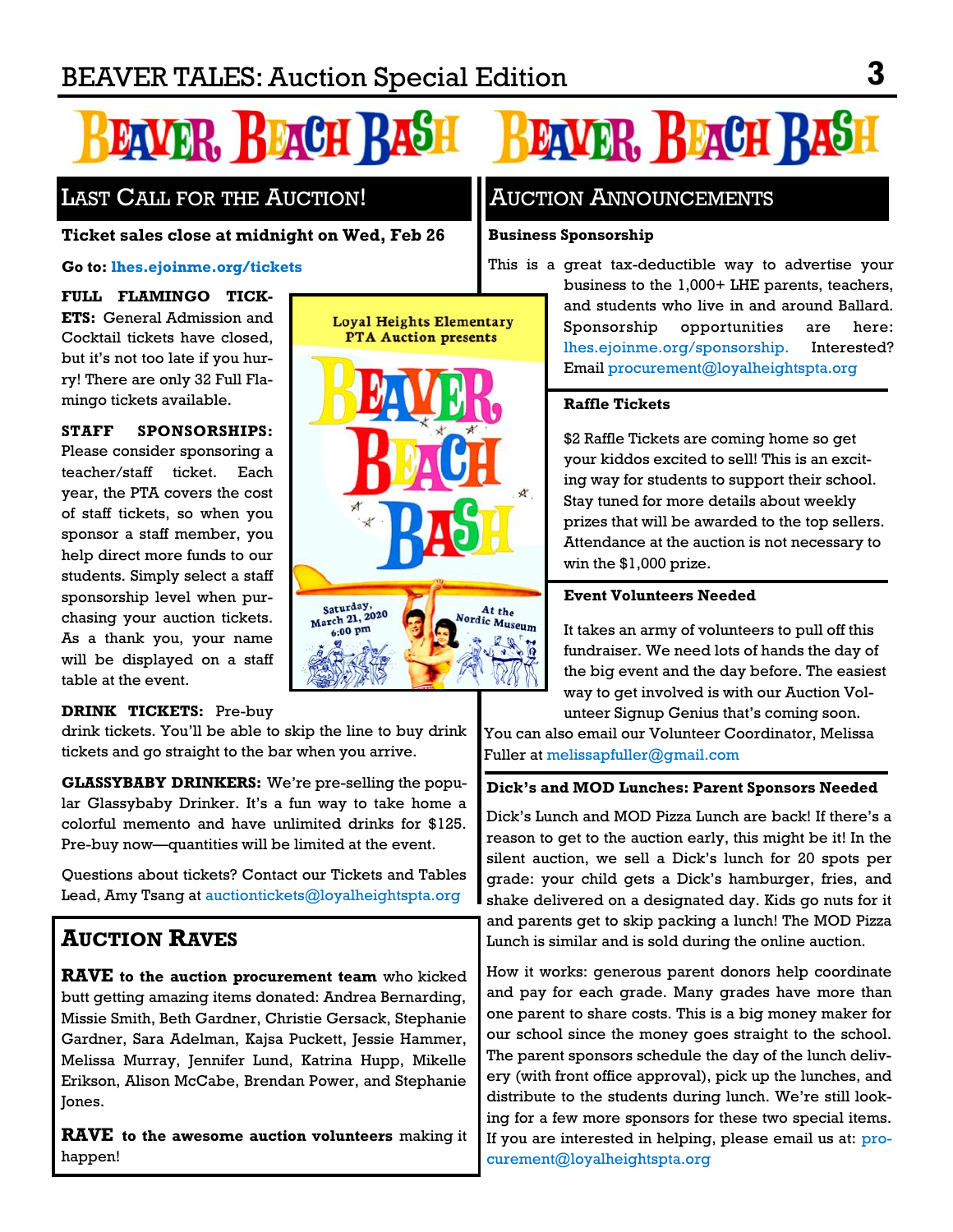# BEAVER BEACH BASH

## Last Call for the Auction!

**Ticket sales close at midnight on Wed, Feb 26**

**Go to: lhes.ejoinme.org/tickets**

**FULL FLAMINGO TICKETS:** General Admission and Cocktail tickets have closed, but it's not too late if you hurry! There are only 32 Full Flamingo tickets available.

**STAFF SPONSORSHIPS:** Please consider sponsoring a teacher/staff ticket. Each year, the PTA covers the cost of staff tickets, so when you sponsor a staff member, you help direct more funds to our students. Simply select a staff sponsorship level when purchasing your auction tickets. As a thank you, your name will be displayed on a staff table at the event.

Loyal Heights Elementary PTA Auction presents

BEAVER BEACH BASH

Saturday, March 21, 2020 6:00 pm

At the Nordic Museum

**DRINK TICKETS:** Pre-buy drink tickets. You'll be able to skip the line to buy drink tickets and go straight to the bar when you arrive.

**GLASSYBABY DRINKERS:** We're pre-selling the popular Glassybaby Drinker. It's a fun way to take home a colorful memento and have unlimited drinks for $125. Pre-buy now—quantities will be limited at the event.

Questions about tickets? Contact our Tickets and Tables Lead, Amy Tsang at auctiontickets@loyalheightspta.org

## Auction Raves

**RAVE to the auction procurement team** who kicked butt getting amazing items donated: Andrea Bernarding, Missie Smith, Beth Gardner, Christie Gersack, Stephanie Gardner, Sara Adelman, Kajsa Puckett, Jessie Hammer, Melissa Murray, Jennifer Lund, Katrina Hupp, Mikelle Erikson, Alison McCabe, Brendan Power, and Stephanie Jones.

**RAVE to the awesome auction volunteers** making it happen!

## Auction Announcements

**Business Sponsorship**

This is a great tax-deductible way to advertise your business to the 1,000+ LHE parents, teachers, and students who live in and around Ballard. Sponsorship opportunities are here: lhes.ejoinme.org/sponsorship. Interested? Email procurement@loyalheightspta.org

**Raffle Tickets**

$2 Raffle Tickets are coming home so get your kiddos excited to sell! This is an exciting way for students to support their school. Stay tuned for more details about weekly prizes that will be awarded to the top sellers. Attendance at the auction is not necessary to win the $1,000 prize.

**Event Volunteers Needed**

It takes an army of volunteers to pull off this fundraiser. We need lots of hands the day of the big event and the day before. The easiest way to get involved is with our Auction Volunteer Signup Genius that's coming soon. You can also email our Volunteer Coordinator, Melissa Fuller at melissapfuller@gmail.com

**Dick's and MOD Lunches: Parent Sponsors Needed**

Dick's Lunch and MOD Pizza Lunch are back! If there's a reason to get to the auction early, this might be it! In the silent auction, we sell a Dick's lunch for 20 spots per grade: your child gets a Dick's hamburger, fries, and shake delivered on a designated day. Kids go nuts for it and parents get to skip packing a lunch! The MOD Pizza Lunch is similar and is sold during the online auction.

How it works: generous parent donors help coordinate and pay for each grade. Many grades have more than one parent to share costs. This is a big money maker for our school since the money goes straight to the school. The parent sponsors schedule the day of the lunch delivery (with front office approval), pick up the lunches, and distribute to the students during lunch. We're still looking for a few more sponsors for these two special items. If you are interested in helping, please email us at: procurement@loyalheightspta.org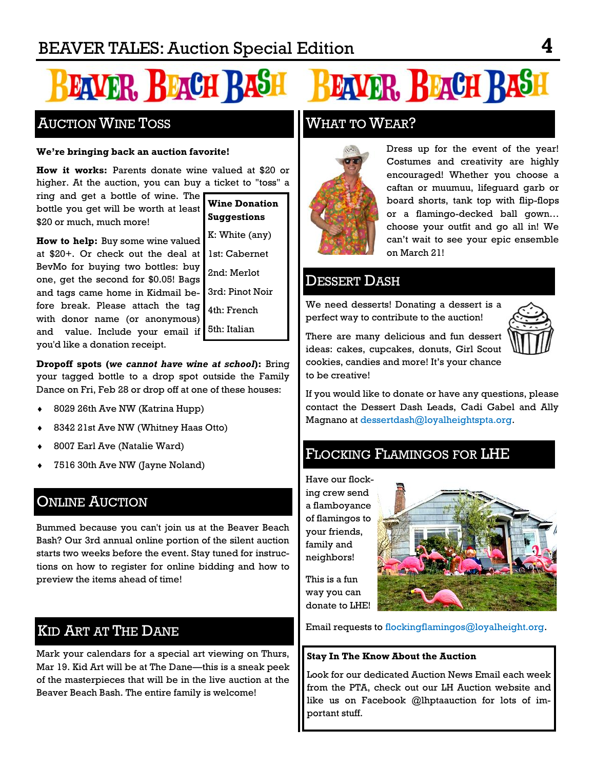# BEAVER BEACH BASH BEAVER BEACH BASH

## AUCTION WINE TOSS

**We're bringing back an auction favorite!**

**How it works:** Parents donate wine valued at $20 or higher. At the auction, you can buy a ticket to "toss" a ring and get a bottle of wine. The bottle you get will be worth at least $20 or much, much more!

| Wine Donation Suggestions |
|---|
| K: White (any) |
| 1st: Cabernet |
| 2nd: Merlot |
| 3rd: Pinot Noir |
| 4th: French |
| 5th: Italian |

**How to help:** Buy some wine valued at $20+. Or check out the deal at BevMo for buying two bottles: buy one, get the second for $0.05! Bags and tags came home in Kidmail before break. Please attach the tag with donor name (or anonymous) and value. Include your email if you'd like a donation receipt.

**Dropoff spots (*we cannot have wine at school*):** Bring your tagged bottle to a drop spot outside the Family Dance on Fri, Feb 28 or drop off at one of these houses:

- 8029 26th Ave NW (Katrina Hupp)
- 8342 21st Ave NW (Whitney Haas Otto)
- 8007 Earl Ave (Natalie Ward)
- 7516 30th Ave NW (Jayne Noland)

## ONLINE AUCTION

Bummed because you can't join us at the Beaver Beach Bash? Our 3rd annual online portion of the silent auction starts two weeks before the event. Stay tuned for instructions on how to register for online bidding and how to preview the items ahead of time!

## KID ART AT THE DANE

Mark your calendars for a special art viewing on Thurs, Mar 19. Kid Art will be at The Dane—this is a sneak peek of the masterpieces that will be in the live auction at the Beaver Beach Bash. The entire family is welcome!

## WHAT TO WEAR?

Dress up for the event of the year! Costumes and creativity are highly encouraged! Whether you choose a caftan or muumuu, lifeguard garb or board shorts, tank top with flip-flops or a flamingo-decked ball gown… choose your outfit and go all in! We can't wait to see your epic ensemble on March 21!

## DESSERT DASH

We need desserts! Donating a dessert is a perfect way to contribute to the auction!

There are many delicious and fun dessert ideas: cakes, cupcakes, donuts, Girl Scout cookies, candies and more! It's your chance to be creative!

If you would like to donate or have any questions, please contact the Dessert Dash Leads, Cadi Gabel and Ally Magnano at dessertdash@loyalheightspta.org.

## FLOCKING FLAMINGOS FOR LHE

Have our flocking crew send a flamboyance of flamingos to your friends, family and neighbors!

This is a fun way you can donate to LHE!

Email requests to flockingflamingos@loyalheight.org.

**Stay In The Know About the Auction**

Look for our dedicated Auction News Email each week from the PTA, check out our LH Auction website and like us on Facebook @lhptaauction for lots of important stuff.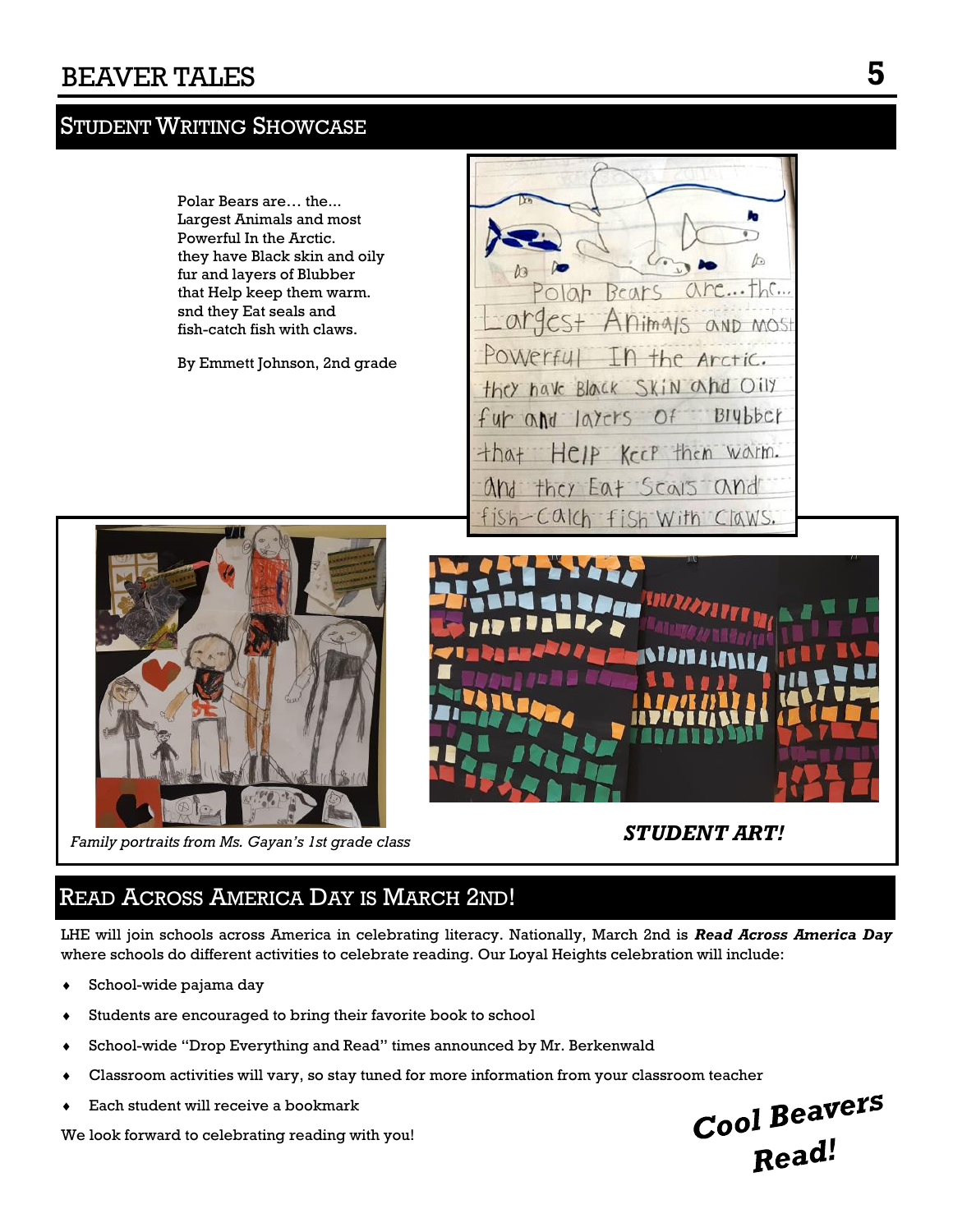## Student Writing Showcase

Polar Bears are… the…
Largest Animals and most
Powerful In the Arctic.
they have Black skin and oily
fur and layers of Blubber
that Help keep them warm.
snd they Eat seals and
fish-catch fish with claws.

By Emmett Johnson, 2nd grade

*Family portraits from Ms. Gayan's 1st grade class*

***STUDENT ART!***

## Read Across America Day is March 2nd!

LHE will join schools across America in celebrating literacy. Nationally, March 2nd is ***Read Across America Day*** where schools do different activities to celebrate reading. Our Loyal Heights celebration will include:

- School-wide pajama day
- Students are encouraged to bring their favorite book to school
- School-wide "Drop Everything and Read" times announced by Mr. Berkenwald
- Classroom activities will vary, so stay tuned for more information from your classroom teacher
- Each student will receive a bookmark

We look forward to celebrating reading with you!

***Cool Beavers Read!***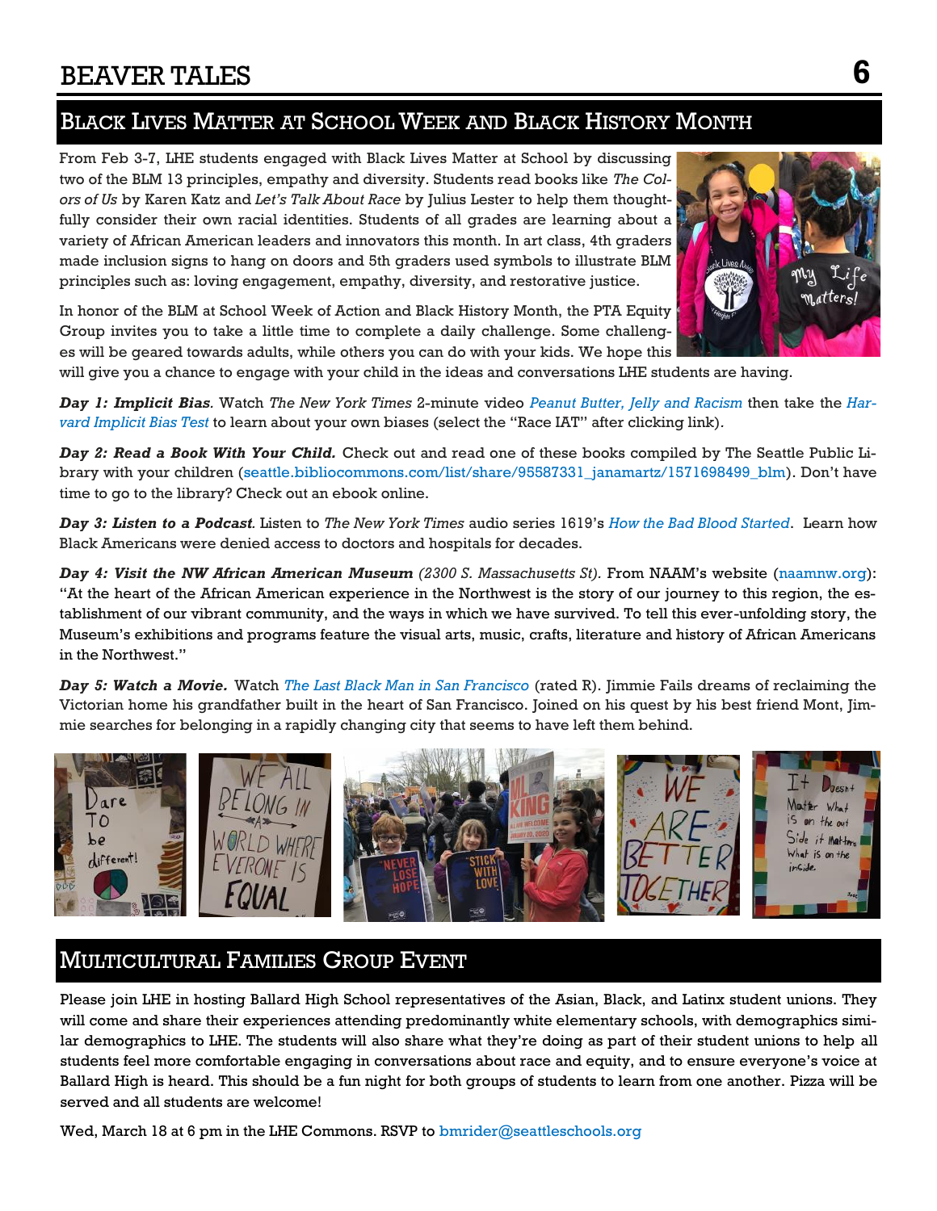## Black Lives Matter at School Week and Black History Month

From Feb 3-7, LHE students engaged with Black Lives Matter at School by discussing two of the BLM 13 principles, empathy and diversity. Students read books like *The Colors of Us* by Karen Katz and *Let's Talk About Race* by Julius Lester to help them thoughtfully consider their own racial identities. Students of all grades are learning about a variety of African American leaders and innovators this month. In art class, 4th graders made inclusion signs to hang on doors and 5th graders used symbols to illustrate BLM principles such as: loving engagement, empathy, diversity, and restorative justice.

In honor of the BLM at School Week of Action and Black History Month, the PTA Equity Group invites you to take a little time to complete a daily challenge. Some challenges will be geared towards adults, while others you can do with your kids. We hope this will give you a chance to engage with your child in the ideas and conversations LHE students are having.

***Day 1: Implicit Bias.*** Watch *The New York Times* 2-minute video *Peanut Butter, Jelly and Racism* then take the *Harvard Implicit Bias Test* to learn about your own biases (select the "Race IAT" after clicking link).

***Day 2: Read a Book With Your Child.*** Check out and read one of these books compiled by The Seattle Public Library with your children (seattle.bibliocommons.com/list/share/95587331_janamartz/1571698499_blm). Don't have time to go to the library? Check out an ebook online.

***Day 3: Listen to a Podcast.*** Listen to *The New York Times* audio series 1619's *How the Bad Blood Started*. Learn how Black Americans were denied access to doctors and hospitals for decades.

***Day 4: Visit the NW African American Museum*** *(2300 S. Massachusetts St).* From NAAM's website (naamnw.org): "At the heart of the African American experience in the Northwest is the story of our journey to this region, the establishment of our vibrant community, and the ways in which we have survived. To tell this ever-unfolding story, the Museum's exhibitions and programs feature the visual arts, music, crafts, literature and history of African Americans in the Northwest."

***Day 5: Watch a Movie.*** Watch *The Last Black Man in San Francisco* (rated R). Jimmie Fails dreams of reclaiming the Victorian home his grandfather built in the heart of San Francisco. Joined on his quest by his best friend Mont, Jimmie searches for belonging in a rapidly changing city that seems to have left them behind.

## Multicultural Families Group Event

Please join LHE in hosting Ballard High School representatives of the Asian, Black, and Latinx student unions. They will come and share their experiences attending predominantly white elementary schools, with demographics similar demographics to LHE. The students will also share what they're doing as part of their student unions to help all students feel more comfortable engaging in conversations about race and equity, and to ensure everyone's voice at Ballard High is heard. This should be a fun night for both groups of students to learn from one another. Pizza will be served and all students are welcome!

Wed, March 18 at 6 pm in the LHE Commons. RSVP to bmrider@seattleschools.org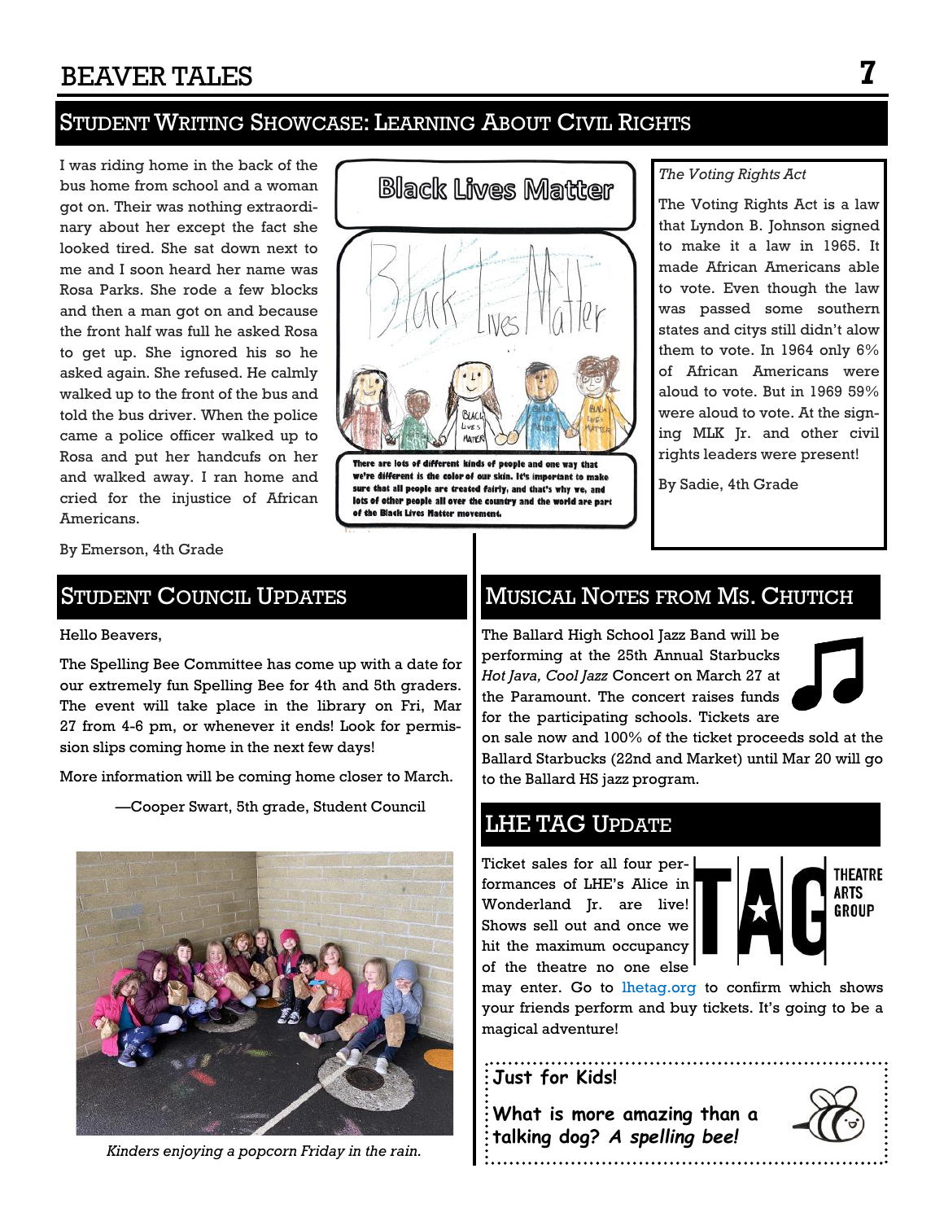## Student Writing Showcase: Learning About Civil Rights

I was riding home in the back of the bus home from school and a woman got on. Their was nothing extraordinary about her except the fact she looked tired. She sat down next to me and I soon heard her name was Rosa Parks. She rode a few blocks and then a man got on and because the front half was full he asked Rosa to get up. She ignored his so he asked again. She refused. He calmly walked up to the front of the bus and told the bus driver. When the police came a police officer walked up to Rosa and put her handcufs on her and walked away. I ran home and cried for the injustice of African Americans.

By Emerson, 4th Grade

**Black Lives Matter**

There are lots of different kinds of people and one way that we're different is the color of our skin. It's important to make sure that all people are treated fairly, and that's why we, and lots of other people all over the country and the world are part of the Black Lives Matter movement.

*The Voting Rights Act*

The Voting Rights Act is a law that Lyndon B. Johnson signed to make it a law in 1965. It made African Americans able to vote. Even though the law was passed some southern states and citys still didn't alow them to vote. In 1964 only 6% of African Americans were aloud to vote. But in 1969 59% were aloud to vote. At the signing MLK Jr. and other civil rights leaders were present!

By Sadie, 4th Grade

## Student Council Updates

Hello Beavers,

The Spelling Bee Committee has come up with a date for our extremely fun Spelling Bee for 4th and 5th graders. The event will take place in the library on Fri, Mar 27 from 4-6 pm, or whenever it ends! Look for permission slips coming home in the next few days!

More information will be coming home closer to March.

—Cooper Swart, 5th grade, Student Council

*Kinders enjoying a popcorn Friday in the rain.*

## Musical Notes from Ms. Chutich

The Ballard High School Jazz Band will be performing at the 25th Annual Starbucks *Hot Java, Cool Jazz* Concert on March 27 at the Paramount. The concert raises funds for the participating schools. Tickets are on sale now and 100% of the ticket proceeds sold at the Ballard Starbucks (22nd and Market) until Mar 20 will go to the Ballard HS jazz program.

## LHE TAG Update

Ticket sales for all four performances of LHE's Alice in Wonderland Jr. are live! Shows sell out and once we hit the maximum occupancy of the theatre no one else may enter. Go to lhetag.org to confirm which shows your friends perform and buy tickets. It's going to be a magical adventure!

**Just for Kids!**

**What is more amazing than a talking dog? *A spelling bee!***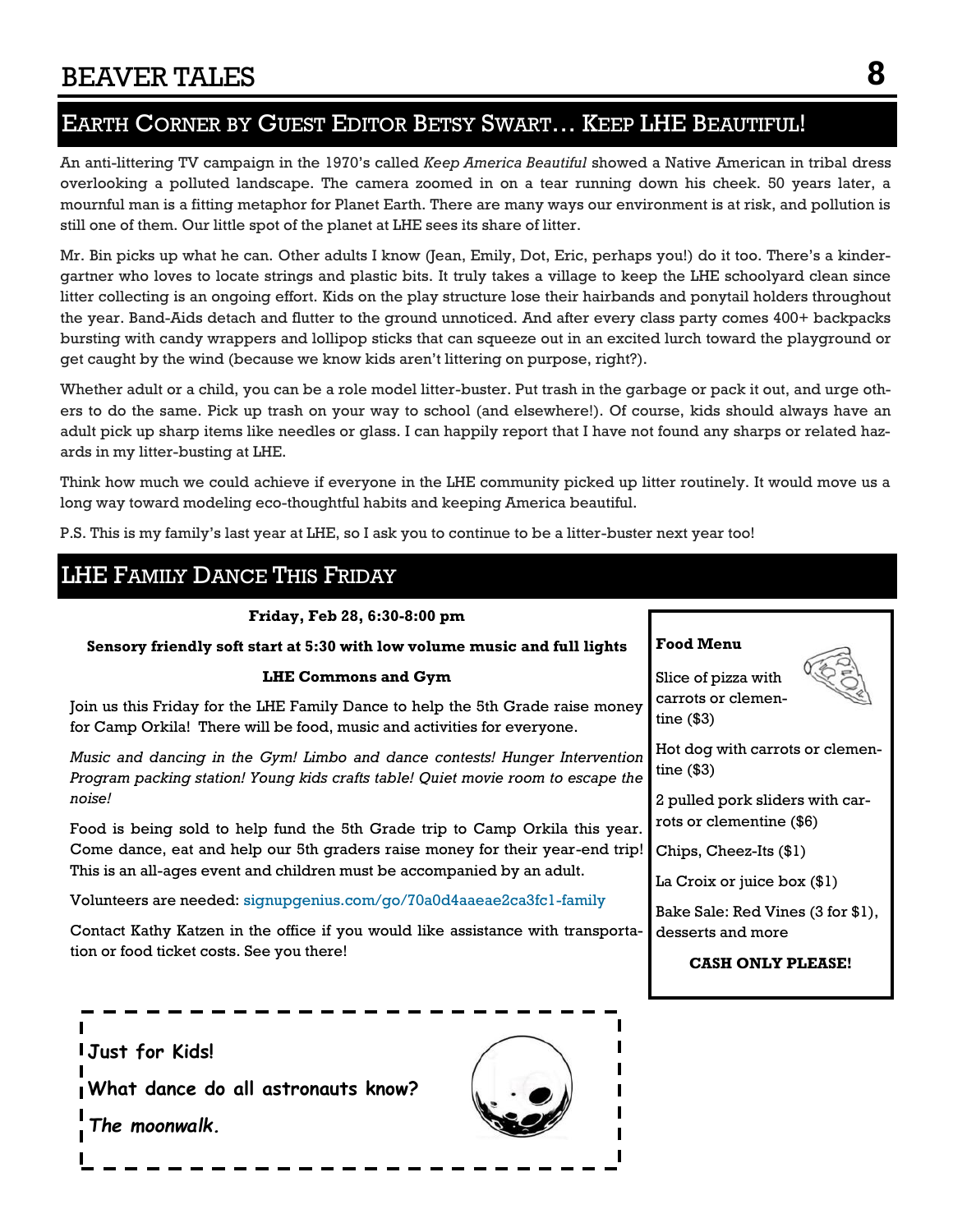## Earth Corner by Guest Editor Betsy Swart… Keep LHE Beautiful!

An anti-littering TV campaign in the 1970's called *Keep America Beautiful* showed a Native American in tribal dress overlooking a polluted landscape. The camera zoomed in on a tear running down his cheek. 50 years later, a mournful man is a fitting metaphor for Planet Earth. There are many ways our environment is at risk, and pollution is still one of them. Our little spot of the planet at LHE sees its share of litter.

Mr. Bin picks up what he can. Other adults I know (Jean, Emily, Dot, Eric, perhaps you!) do it too. There's a kindergartner who loves to locate strings and plastic bits. It truly takes a village to keep the LHE schoolyard clean since litter collecting is an ongoing effort. Kids on the play structure lose their hairbands and ponytail holders throughout the year. Band-Aids detach and flutter to the ground unnoticed. And after every class party comes 400+ backpacks bursting with candy wrappers and lollipop sticks that can squeeze out in an excited lurch toward the playground or get caught by the wind (because we know kids aren't littering on purpose, right?).

Whether adult or a child, you can be a role model litter-buster. Put trash in the garbage or pack it out, and urge others to do the same. Pick up trash on your way to school (and elsewhere!). Of course, kids should always have an adult pick up sharp items like needles or glass. I can happily report that I have not found any sharps or related hazards in my litter-busting at LHE.

Think how much we could achieve if everyone in the LHE community picked up litter routinely. It would move us a long way toward modeling eco-thoughtful habits and keeping America beautiful.

P.S. This is my family's last year at LHE, so I ask you to continue to be a litter-buster next year too!

## LHE Family Dance This Friday

**Friday, Feb 28, 6:30-8:00 pm**

**Sensory friendly soft start at 5:30 with low volume music and full lights**

**LHE Commons and Gym**

Join us this Friday for the LHE Family Dance to help the 5th Grade raise money for Camp Orkila! There will be food, music and activities for everyone.

*Music and dancing in the Gym! Limbo and dance contests! Hunger Intervention Program packing station! Young kids crafts table! Quiet movie room to escape the noise!*

Food is being sold to help fund the 5th Grade trip to Camp Orkila this year. Come dance, eat and help our 5th graders raise money for their year-end trip! This is an all-ages event and children must be accompanied by an adult.

Volunteers are needed: signupgenius.com/go/70a0d4aaeae2ca3fc1-family

Contact Kathy Katzen in the office if you would like assistance with transportation or food ticket costs. See you there!

**Food Menu**

Slice of pizza with carrots or clementine ($3)

Hot dog with carrots or clementine ($3)

2 pulled pork sliders with carrots or clementine ($6)

Chips, Cheez-Its ($1)

La Croix or juice box ($1)

Bake Sale: Red Vines (3 for $1), desserts and more

**CASH ONLY PLEASE!**

**Just for Kids!**

**What dance do all astronauts know?**

***The moonwalk.***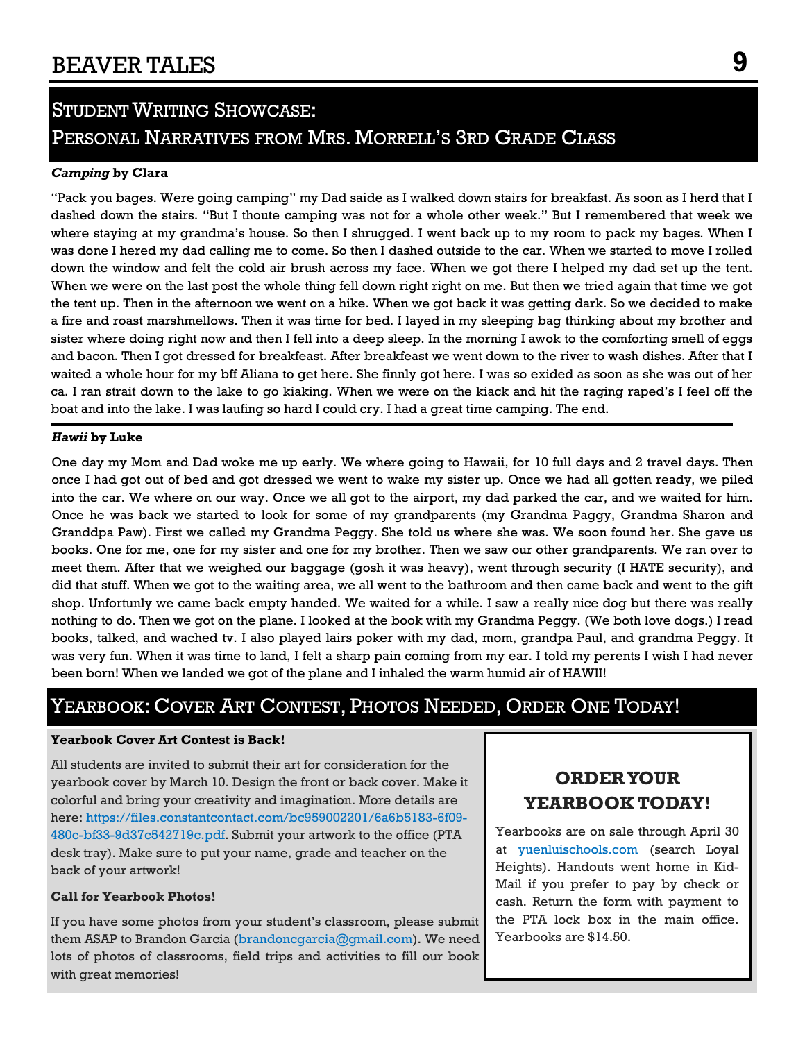## Student Writing Showcase: Personal Narratives from Mrs. Morrell's 3rd Grade Class

***Camping*** **by Clara**

"Pack you bages. Were going camping" my Dad saide as I walked down stairs for breakfast. As soon as I herd that I dashed down the stairs. "But I thoute camping was not for a whole other week." But I remembered that week we where staying at my grandma's house. So then I shrugged. I went back up to my room to pack my bages. When I was done I hered my dad calling me to come. So then I dashed outside to the car. When we started to move I rolled down the window and felt the cold air brush across my face. When we got there I helped my dad set up the tent. When we were on the last post the whole thing fell down right right on me. But then we tried again that time we got the tent up. Then in the afternoon we went on a hike. When we got back it was getting dark. So we decided to make a fire and roast marshmellows. Then it was time for bed. I layed in my sleeping bag thinking about my brother and sister where doing right now and then I fell into a deep sleep. In the morning I awok to the comforting smell of eggs and bacon. Then I got dressed for breakfeast. After breakfeast we went down to the river to wash dishes. After that I waited a whole hour for my bff Aliana to get here. She finnly got here. I was so exided as soon as she was out of her ca. I ran strait down to the lake to go kiaking. When we were on the kiack and hit the raging raped's I feel off the boat and into the lake. I was laufing so hard I could cry. I had a great time camping. The end.

***Hawii*** **by Luke**

One day my Mom and Dad woke me up early. We where going to Hawaii, for 10 full days and 2 travel days. Then once I had got out of bed and got dressed we went to wake my sister up. Once we had all gotten ready, we piled into the car. We where on our way. Once we all got to the airport, my dad parked the car, and we waited for him. Once he was back we started to look for some of my grandparents (my Grandma Paggy, Grandma Sharon and Granddpa Paw). First we called my Grandma Peggy. She told us where she was. We soon found her. She gave us books. One for me, one for my sister and one for my brother. Then we saw our other grandparents. We ran over to meet them. After that we weighed our baggage (gosh it was heavy), went through security (I HATE security), and did that stuff. When we got to the waiting area, we all went to the bathroom and then came back and went to the gift shop. Unfortunly we came back empty handed. We waited for a while. I saw a really nice dog but there was really nothing to do. Then we got on the plane. I looked at the book with my Grandma Peggy. (We both love dogs.) I read books, talked, and wached tv. I also played lairs poker with my dad, mom, grandpa Paul, and grandma Peggy. It was very fun. When it was time to land, I felt a sharp pain coming from my ear. I told my perents I wish I had never been born! When we landed we got of the plane and I inhaled the warm humid air of HAWII!

## Yearbook: Cover Art Contest, Photos Needed, Order One Today!

**Yearbook Cover Art Contest is Back!**

All students are invited to submit their art for consideration for the yearbook cover by March 10. Design the front or back cover. Make it colorful and bring your creativity and imagination. More details are here: https://files.constantcontact.com/bc959002201/6a6b5183-6f09-480c-bf33-9d37c542719c.pdf. Submit your artwork to the office (PTA desk tray). Make sure to put your name, grade and teacher on the back of your artwork!

**Call for Yearbook Photos!**

If you have some photos from your student's classroom, please submit them ASAP to Brandon Garcia (brandoncgarcia@gmail.com). We need lots of photos of classrooms, field trips and activities to fill our book with great memories!

### ORDER YOUR YEARBOOK TODAY!

Yearbooks are on sale through April 30 at yuenluischools.com (search Loyal Heights). Handouts went home in Kid-Mail if you prefer to pay by check or cash. Return the form with payment to the PTA lock box in the main office. Yearbooks are $14.50.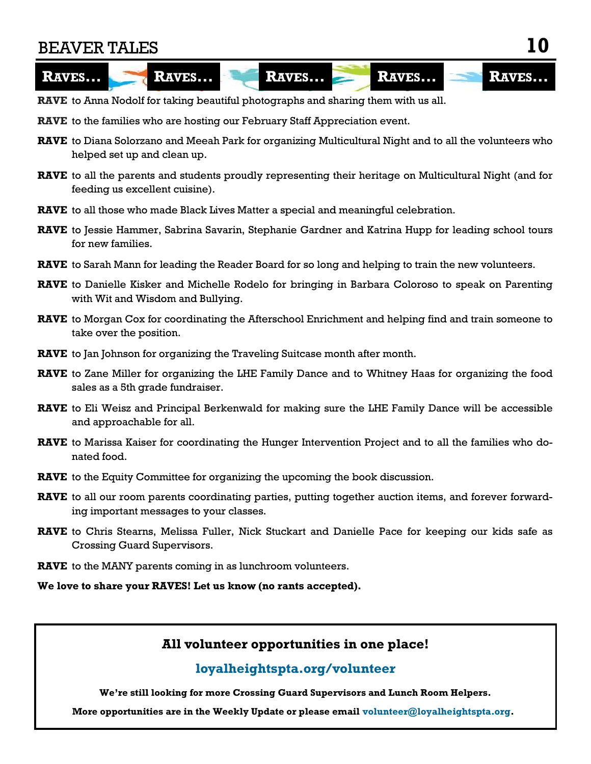## RAVES... RAVES... RAVES... RAVES... RAVES...

**RAVE** to Anna Nodolf for taking beautiful photographs and sharing them with us all.

**RAVE** to the families who are hosting our February Staff Appreciation event.

**RAVE** to Diana Solorzano and Meeah Park for organizing Multicultural Night and to all the volunteers who helped set up and clean up.

**RAVE** to all the parents and students proudly representing their heritage on Multicultural Night (and for feeding us excellent cuisine).

**RAVE** to all those who made Black Lives Matter a special and meaningful celebration.

**RAVE** to Jessie Hammer, Sabrina Savarin, Stephanie Gardner and Katrina Hupp for leading school tours for new families.

**RAVE** to Sarah Mann for leading the Reader Board for so long and helping to train the new volunteers.

**RAVE** to Danielle Kisker and Michelle Rodelo for bringing in Barbara Coloroso to speak on Parenting with Wit and Wisdom and Bullying.

**RAVE** to Morgan Cox for coordinating the Afterschool Enrichment and helping find and train someone to take over the position.

**RAVE** to Jan Johnson for organizing the Traveling Suitcase month after month.

**RAVE** to Zane Miller for organizing the LHE Family Dance and to Whitney Haas for organizing the food sales as a 5th grade fundraiser.

**RAVE** to Eli Weisz and Principal Berkenwald for making sure the LHE Family Dance will be accessible and approachable for all.

**RAVE** to Marissa Kaiser for coordinating the Hunger Intervention Project and to all the families who donated food.

**RAVE** to the Equity Committee for organizing the upcoming the book discussion.

**RAVE** to all our room parents coordinating parties, putting together auction items, and forever forwarding important messages to your classes.

**RAVE** to Chris Stearns, Melissa Fuller, Nick Stuckart and Danielle Pace for keeping our kids safe as Crossing Guard Supervisors.

**RAVE** to the MANY parents coming in as lunchroom volunteers.

**We love to share your RAVES! Let us know (no rants accepted).**

---

**All volunteer opportunities in one place!**

**loyalheightspta.org/volunteer**

**We're still looking for more Crossing Guard Supervisors and Lunch Room Helpers.**

**More opportunities are in the Weekly Update or please email volunteer@loyalheightspta.org.**